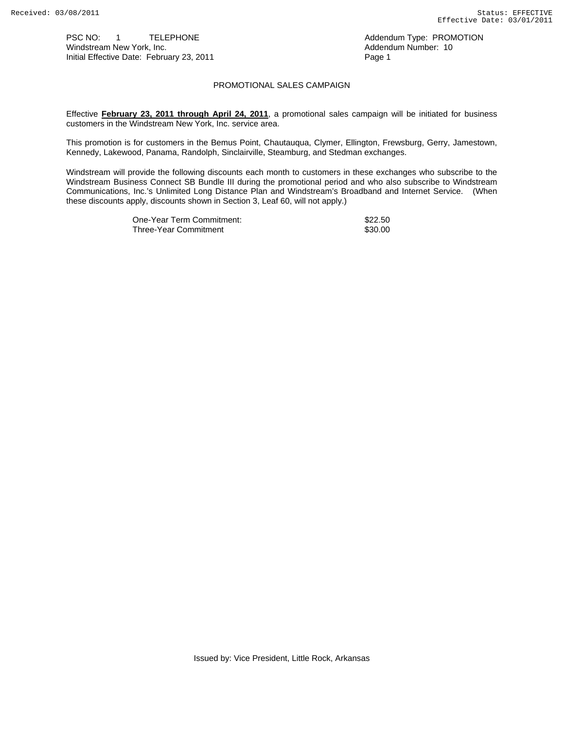PSC NO: 1 TELEPHONE
Windstream New York, Inc.
Initial Effective Date: February 23, 2011

Addendum Type: PROMOTION
Addendum Number: 10
Page 1

PROMOTIONAL SALES CAMPAIGN

Effective **February 23, 2011 through April 24, 2011**, a promotional sales campaign will be initiated for business customers in the Windstream New York, Inc. service area.

This promotion is for customers in the Bemus Point, Chautauqua, Clymer, Ellington, Frewsburg, Gerry, Jamestown, Kennedy, Lakewood, Panama, Randolph, Sinclairville, Steamburg, and Stedman exchanges.

Windstream will provide the following discounts each month to customers in these exchanges who subscribe to the Windstream Business Connect SB Bundle III during the promotional period and who also subscribe to Windstream Communications, Inc.'s Unlimited Long Distance Plan and Windstream's Broadband and Internet Service. (When these discounts apply, discounts shown in Section 3, Leaf 60, will not apply.)

| | |
|---|---|
| One-Year Term Commitment: | $22.50 |
| Three-Year Commitment | $30.00 |

Issued by: Vice President, Little Rock, Arkansas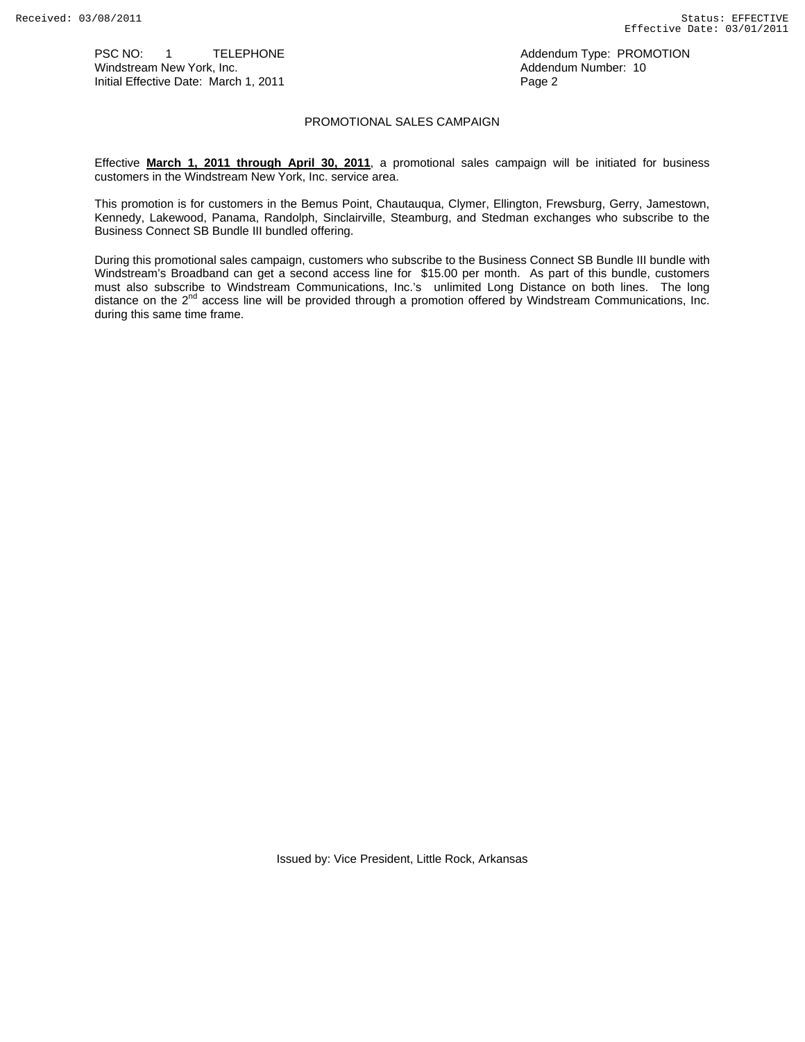PSC NO: 1 TELEPHONE
Windstream New York, Inc.
Initial Effective Date: March 1, 2011

Addendum Type: PROMOTION
Addendum Number: 10

## PROMOTIONAL SALES CAMPAIGN

Effective **March 1, 2011 through April 30, 2011**, a promotional sales campaign will be initiated for business customers in the Windstream New York, Inc. service area.

This promotion is for customers in the Bemus Point, Chautauqua, Clymer, Ellington, Frewsburg, Gerry, Jamestown, Kennedy, Lakewood, Panama, Randolph, Sinclairville, Steamburg, and Stedman exchanges who subscribe to the Business Connect SB Bundle III bundled offering.

During this promotional sales campaign, customers who subscribe to the Business Connect SB Bundle III bundle with Windstream's Broadband can get a second access line for $15.00 per month. As part of this bundle, customers must also subscribe to Windstream Communications, Inc.'s unlimited Long Distance on both lines. The long distance on the 2nd access line will be provided through a promotion offered by Windstream Communications, Inc. during this same time frame.

Issued by: Vice President, Little Rock, Arkansas